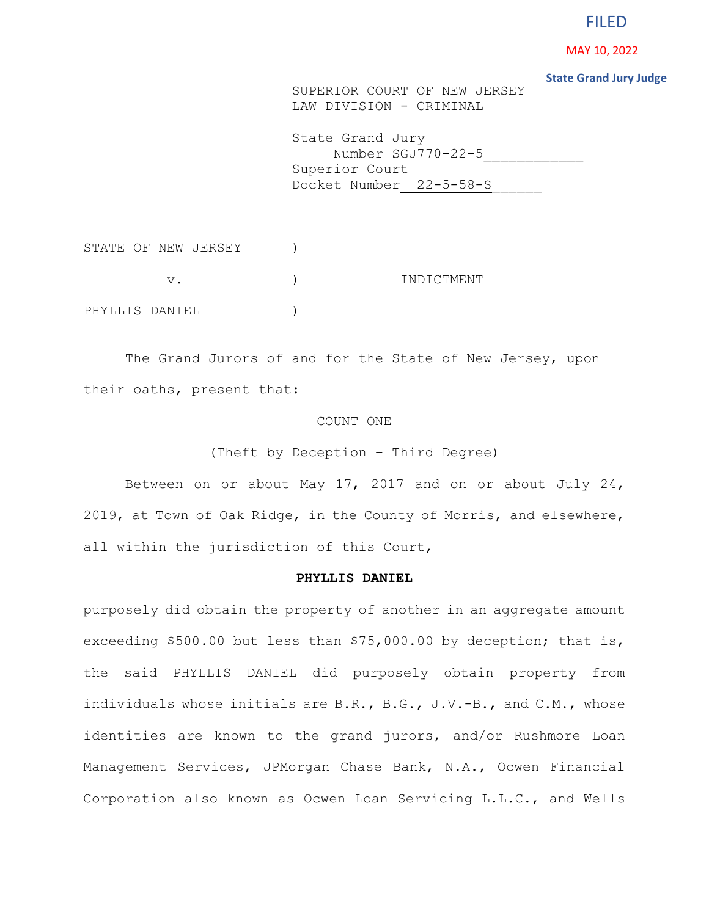FILED

MAY 10, 2022

State Grand Jury Judge

SUPERIOR COURT OF NEW JERSEY
LAW DIVISION - CRIMINAL

State Grand Jury
Number SGJ770-22-5
Superior Court
Docket Number 22-5-58-S

STATE OF NEW JERSEY )

v. ) INDICTMENT

PHYLLIS DANIEL )

The Grand Jurors of and for the State of New Jersey, upon their oaths, present that:

COUNT ONE

(Theft by Deception – Third Degree)

Between on or about May 17, 2017 and on or about July 24, 2019, at Town of Oak Ridge, in the County of Morris, and elsewhere, all within the jurisdiction of this Court,

**PHYLLIS DANIEL**

purposely did obtain the property of another in an aggregate amount exceeding $500.00 but less than $75,000.00 by deception; that is, the said PHYLLIS DANIEL did purposely obtain property from individuals whose initials are B.R., B.G., J.V.-B., and C.M., whose identities are known to the grand jurors, and/or Rushmore Loan Management Services, JPMorgan Chase Bank, N.A., Ocwen Financial Corporation also known as Ocwen Loan Servicing L.L.C., and Wells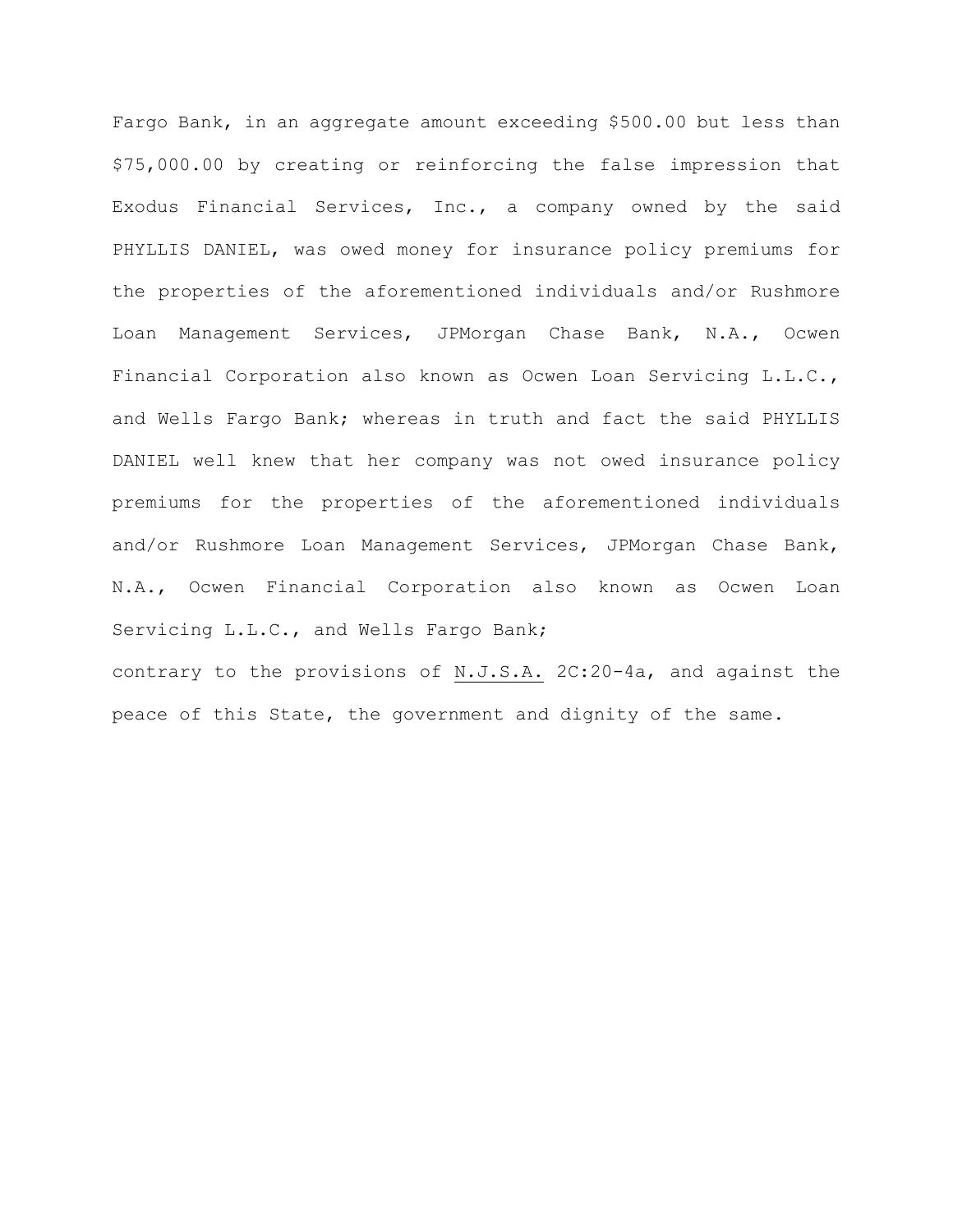Fargo Bank, in an aggregate amount exceeding $500.00 but less than $75,000.00 by creating or reinforcing the false impression that Exodus Financial Services, Inc., a company owned by the said PHYLLIS DANIEL, was owed money for insurance policy premiums for the properties of the aforementioned individuals and/or Rushmore Loan Management Services, JPMorgan Chase Bank, N.A., Ocwen Financial Corporation also known as Ocwen Loan Servicing L.L.C., and Wells Fargo Bank; whereas in truth and fact the said PHYLLIS DANIEL well knew that her company was not owed insurance policy premiums for the properties of the aforementioned individuals and/or Rushmore Loan Management Services, JPMorgan Chase Bank, N.A., Ocwen Financial Corporation also known as Ocwen Loan Servicing L.L.C., and Wells Fargo Bank;

contrary to the provisions of N.J.S.A. 2C:20-4a, and against the peace of this State, the government and dignity of the same.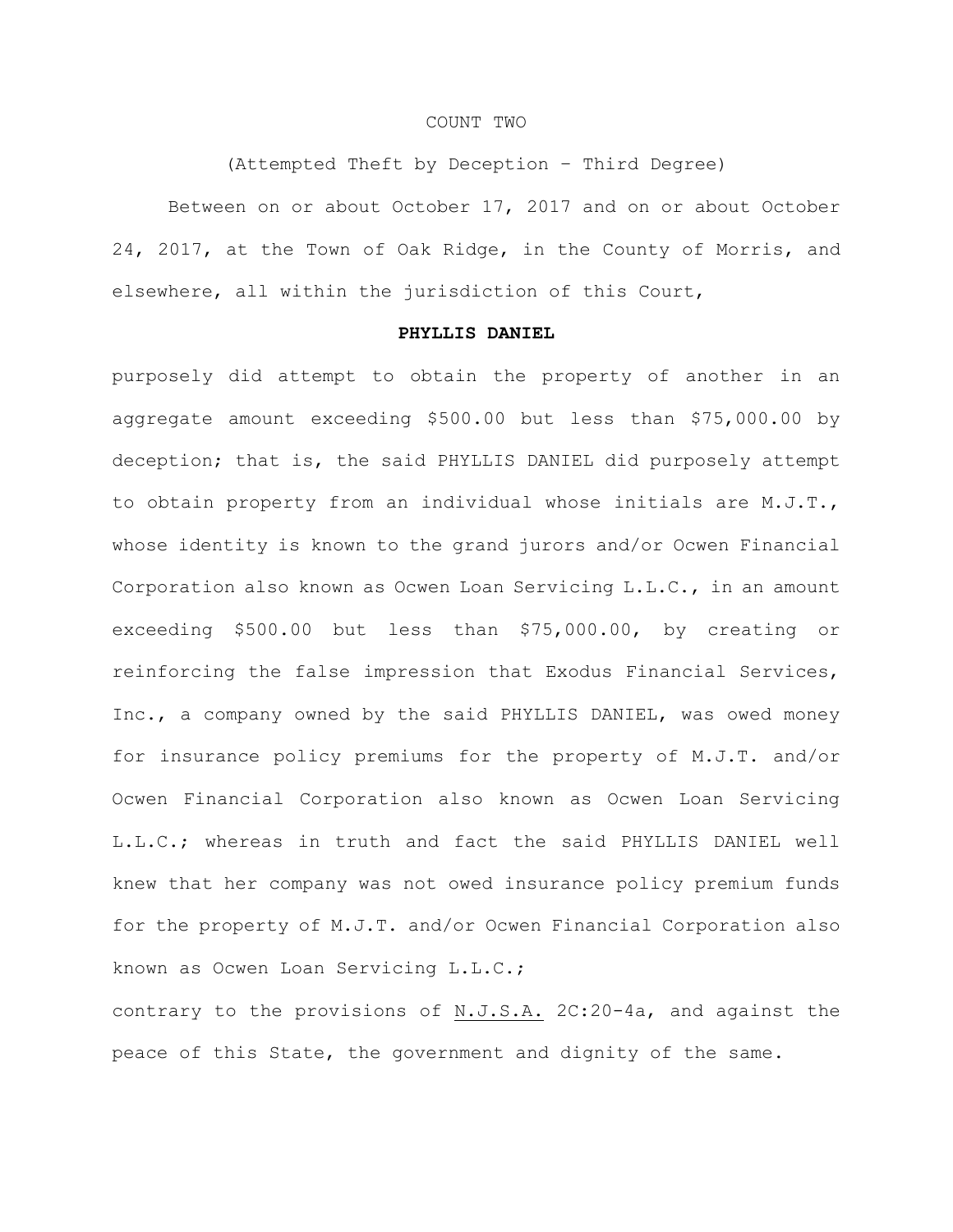COUNT TWO

(Attempted Theft by Deception – Third Degree)

Between on or about October 17, 2017 and on or about October 24, 2017, at the Town of Oak Ridge, in the County of Morris, and elsewhere, all within the jurisdiction of this Court,

**PHYLLIS DANIEL**

purposely did attempt to obtain the property of another in an aggregate amount exceeding $500.00 but less than $75,000.00 by deception; that is, the said PHYLLIS DANIEL did purposely attempt to obtain property from an individual whose initials are M.J.T., whose identity is known to the grand jurors and/or Ocwen Financial Corporation also known as Ocwen Loan Servicing L.L.C., in an amount exceeding $500.00 but less than $75,000.00, by creating or reinforcing the false impression that Exodus Financial Services, Inc., a company owned by the said PHYLLIS DANIEL, was owed money for insurance policy premiums for the property of M.J.T. and/or Ocwen Financial Corporation also known as Ocwen Loan Servicing L.L.C.; whereas in truth and fact the said PHYLLIS DANIEL well knew that her company was not owed insurance policy premium funds for the property of M.J.T. and/or Ocwen Financial Corporation also known as Ocwen Loan Servicing L.L.C.;

contrary to the provisions of N.J.S.A. 2C:20-4a, and against the peace of this State, the government and dignity of the same.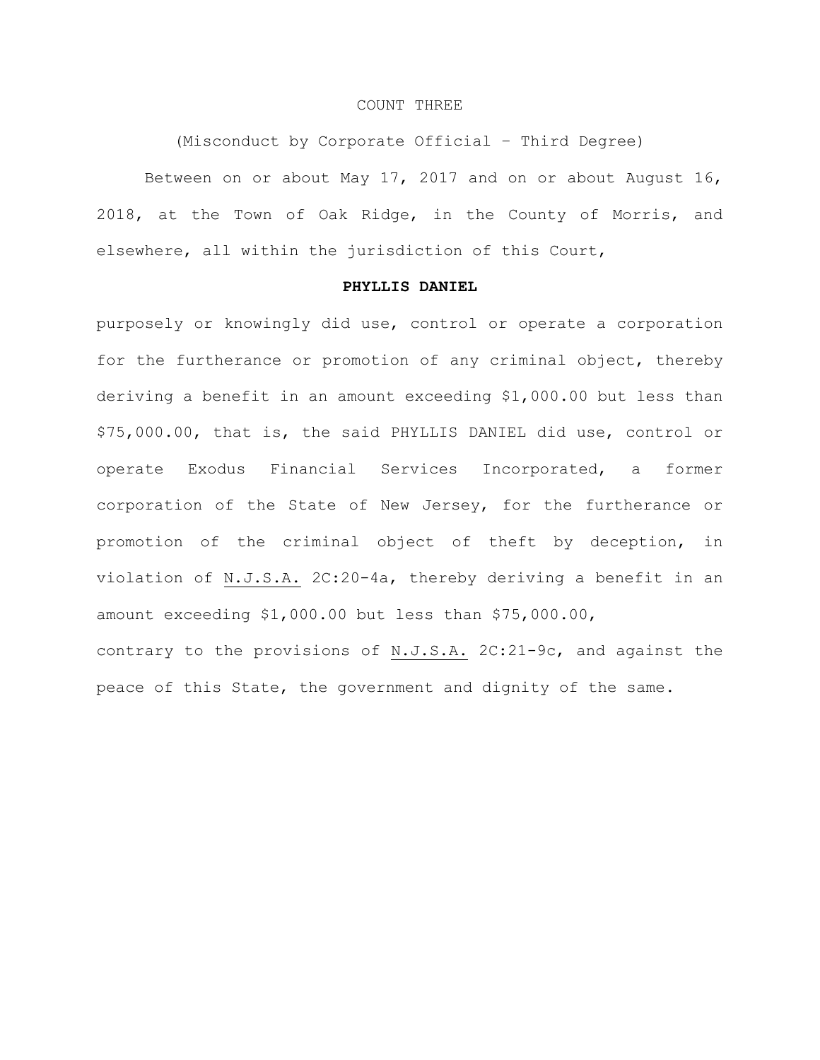COUNT THREE

(Misconduct by Corporate Official – Third Degree)

Between on or about May 17, 2017 and on or about August 16, 2018, at the Town of Oak Ridge, in the County of Morris, and elsewhere, all within the jurisdiction of this Court,

**PHYLLIS DANIEL**

purposely or knowingly did use, control or operate a corporation for the furtherance or promotion of any criminal object, thereby deriving a benefit in an amount exceeding $1,000.00 but less than $75,000.00, that is, the said PHYLLIS DANIEL did use, control or operate Exodus Financial Services Incorporated, a former corporation of the State of New Jersey, for the furtherance or promotion of the criminal object of theft by deception, in violation of N.J.S.A. 2C:20-4a, thereby deriving a benefit in an amount exceeding $1,000.00 but less than $75,000.00,

contrary to the provisions of N.J.S.A. 2C:21-9c, and against the peace of this State, the government and dignity of the same.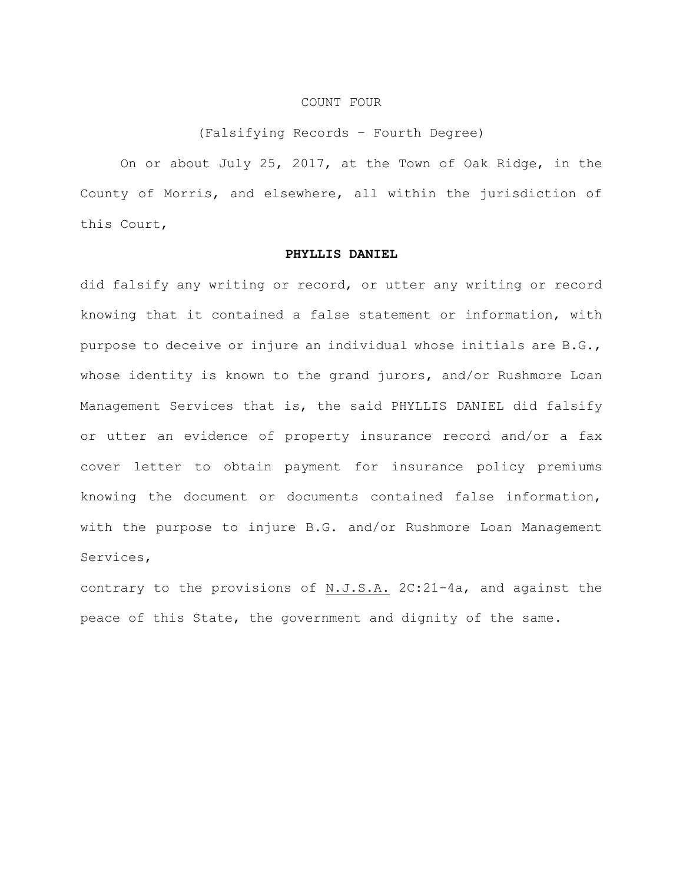COUNT FOUR

(Falsifying Records – Fourth Degree)

On or about July 25, 2017, at the Town of Oak Ridge, in the County of Morris, and elsewhere, all within the jurisdiction of this Court,

**PHYLLIS DANIEL**

did falsify any writing or record, or utter any writing or record knowing that it contained a false statement or information, with purpose to deceive or injure an individual whose initials are B.G., whose identity is known to the grand jurors, and/or Rushmore Loan Management Services that is, the said PHYLLIS DANIEL did falsify or utter an evidence of property insurance record and/or a fax cover letter to obtain payment for insurance policy premiums knowing the document or documents contained false information, with the purpose to injure B.G. and/or Rushmore Loan Management Services,

contrary to the provisions of N.J.S.A. 2C:21-4a, and against the peace of this State, the government and dignity of the same.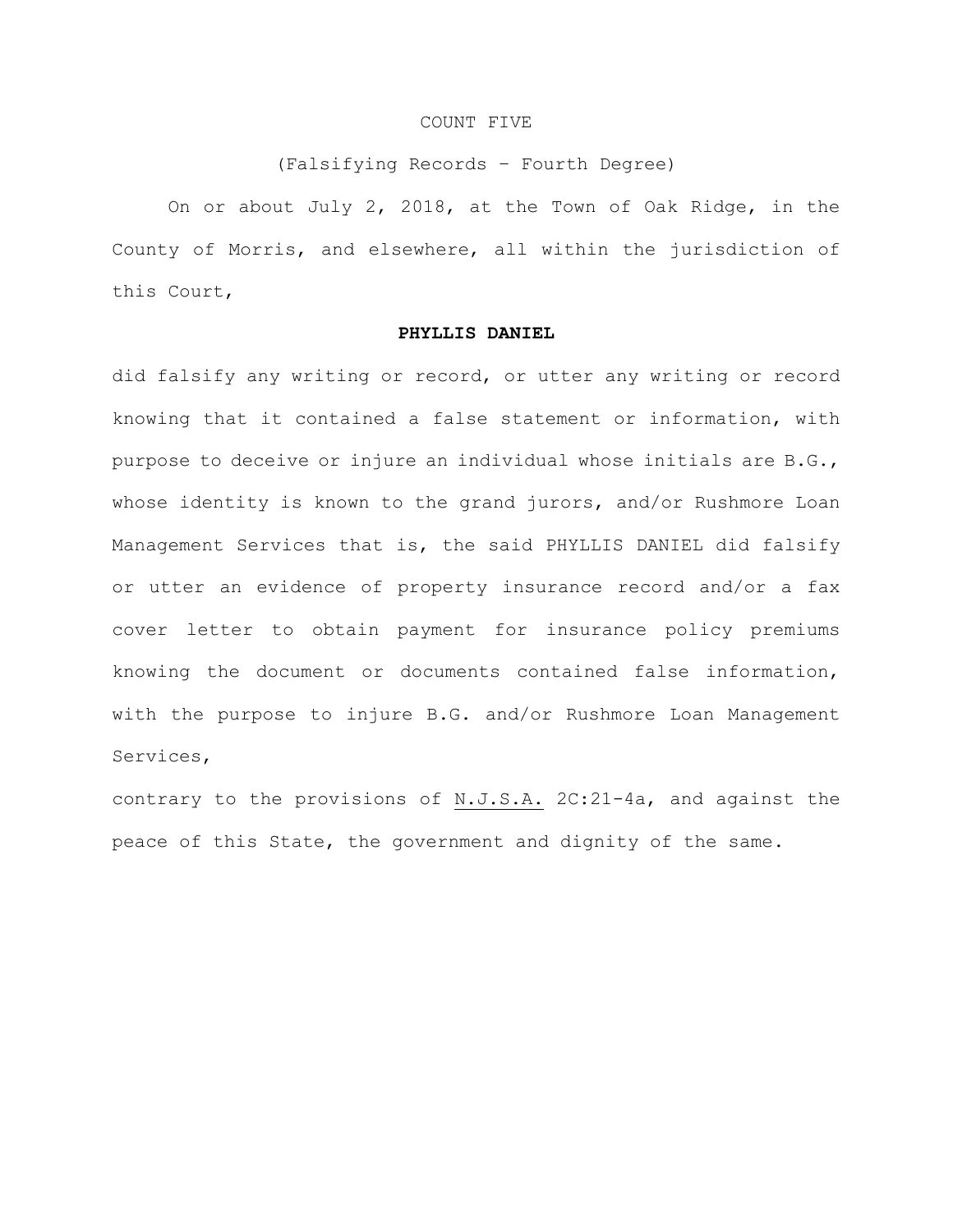COUNT FIVE

(Falsifying Records – Fourth Degree)

On or about July 2, 2018, at the Town of Oak Ridge, in the County of Morris, and elsewhere, all within the jurisdiction of this Court,

**PHYLLIS DANIEL**

did falsify any writing or record, or utter any writing or record knowing that it contained a false statement or information, with purpose to deceive or injure an individual whose initials are B.G., whose identity is known to the grand jurors, and/or Rushmore Loan Management Services that is, the said PHYLLIS DANIEL did falsify or utter an evidence of property insurance record and/or a fax cover letter to obtain payment for insurance policy premiums knowing the document or documents contained false information, with the purpose to injure B.G. and/or Rushmore Loan Management Services,

contrary to the provisions of N.J.S.A. 2C:21-4a, and against the peace of this State, the government and dignity of the same.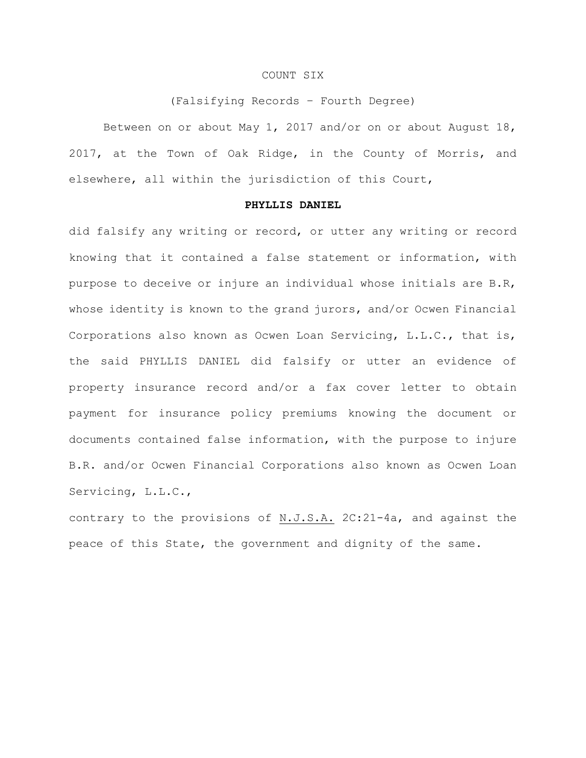## COUNT SIX

(Falsifying Records – Fourth Degree)

Between on or about May 1, 2017 and/or on or about August 18, 2017, at the Town of Oak Ridge, in the County of Morris, and elsewhere, all within the jurisdiction of this Court,

**PHYLLIS DANIEL**

did falsify any writing or record, or utter any writing or record knowing that it contained a false statement or information, with purpose to deceive or injure an individual whose initials are B.R, whose identity is known to the grand jurors, and/or Ocwen Financial Corporations also known as Ocwen Loan Servicing, L.L.C., that is, the said PHYLLIS DANIEL did falsify or utter an evidence of property insurance record and/or a fax cover letter to obtain payment for insurance policy premiums knowing the document or documents contained false information, with the purpose to injure B.R. and/or Ocwen Financial Corporations also known as Ocwen Loan Servicing, L.L.C.,

contrary to the provisions of N.J.S.A. 2C:21-4a, and against the peace of this State, the government and dignity of the same.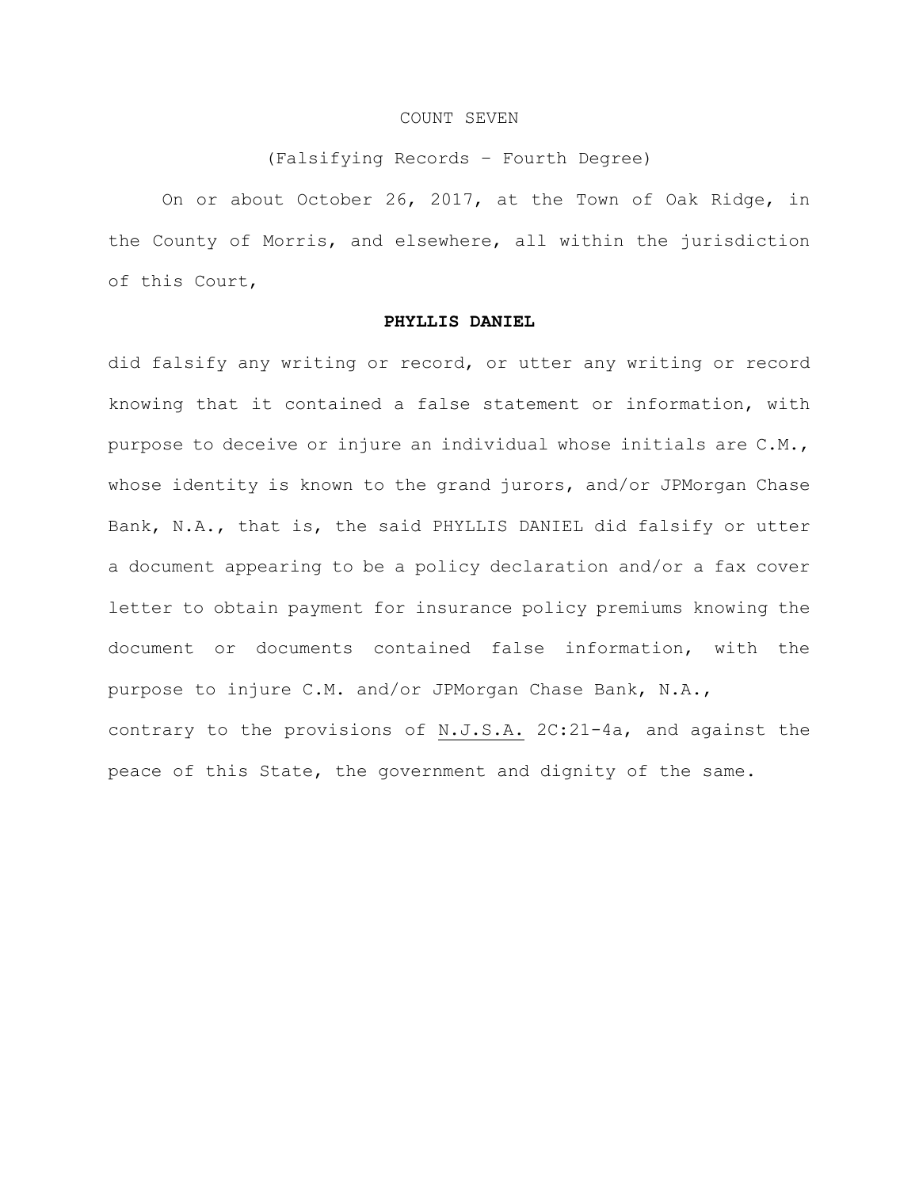COUNT SEVEN

(Falsifying Records – Fourth Degree)

On or about October 26, 2017, at the Town of Oak Ridge, in the County of Morris, and elsewhere, all within the jurisdiction of this Court,

**PHYLLIS DANIEL**

did falsify any writing or record, or utter any writing or record knowing that it contained a false statement or information, with purpose to deceive or injure an individual whose initials are C.M., whose identity is known to the grand jurors, and/or JPMorgan Chase Bank, N.A., that is, the said PHYLLIS DANIEL did falsify or utter a document appearing to be a policy declaration and/or a fax cover letter to obtain payment for insurance policy premiums knowing the document or documents contained false information, with the purpose to injure C.M. and/or JPMorgan Chase Bank, N.A., contrary to the provisions of N.J.S.A. 2C:21-4a, and against the peace of this State, the government and dignity of the same.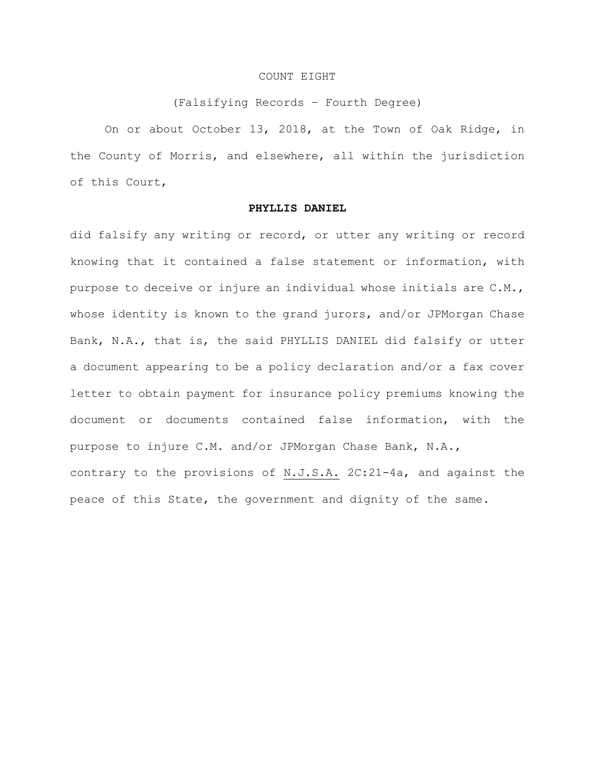COUNT EIGHT

(Falsifying Records – Fourth Degree)

On or about October 13, 2018, at the Town of Oak Ridge, in the County of Morris, and elsewhere, all within the jurisdiction of this Court,

**PHYLLIS DANIEL**

did falsify any writing or record, or utter any writing or record knowing that it contained a false statement or information, with purpose to deceive or injure an individual whose initials are C.M., whose identity is known to the grand jurors, and/or JPMorgan Chase Bank, N.A., that is, the said PHYLLIS DANIEL did falsify or utter a document appearing to be a policy declaration and/or a fax cover letter to obtain payment for insurance policy premiums knowing the document or documents contained false information, with the purpose to injure C.M. and/or JPMorgan Chase Bank, N.A., contrary to the provisions of N.J.S.A. 2C:21-4a, and against the peace of this State, the government and dignity of the same.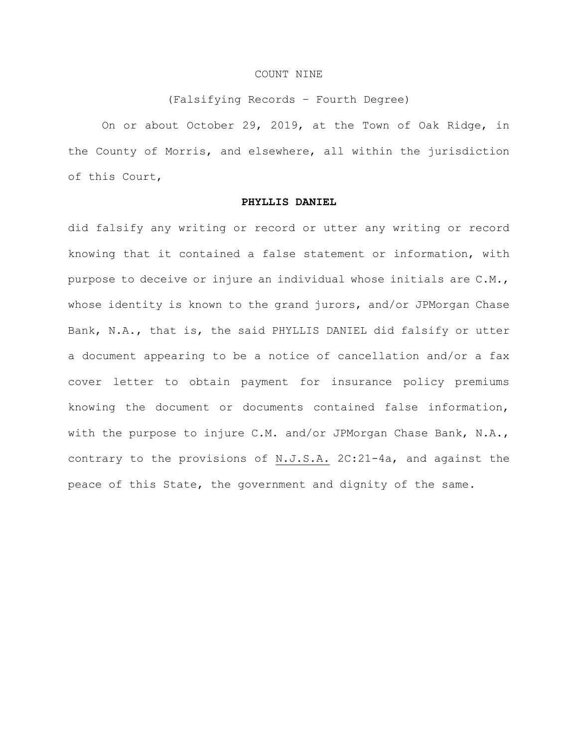COUNT NINE

(Falsifying Records – Fourth Degree)

On or about October 29, 2019, at the Town of Oak Ridge, in the County of Morris, and elsewhere, all within the jurisdiction of this Court,

**PHYLLIS DANIEL**

did falsify any writing or record or utter any writing or record knowing that it contained a false statement or information, with purpose to deceive or injure an individual whose initials are C.M., whose identity is known to the grand jurors, and/or JPMorgan Chase Bank, N.A., that is, the said PHYLLIS DANIEL did falsify or utter a document appearing to be a notice of cancellation and/or a fax cover letter to obtain payment for insurance policy premiums knowing the document or documents contained false information, with the purpose to injure C.M. and/or JPMorgan Chase Bank, N.A., contrary to the provisions of N.J.S.A. 2C:21-4a, and against the peace of this State, the government and dignity of the same.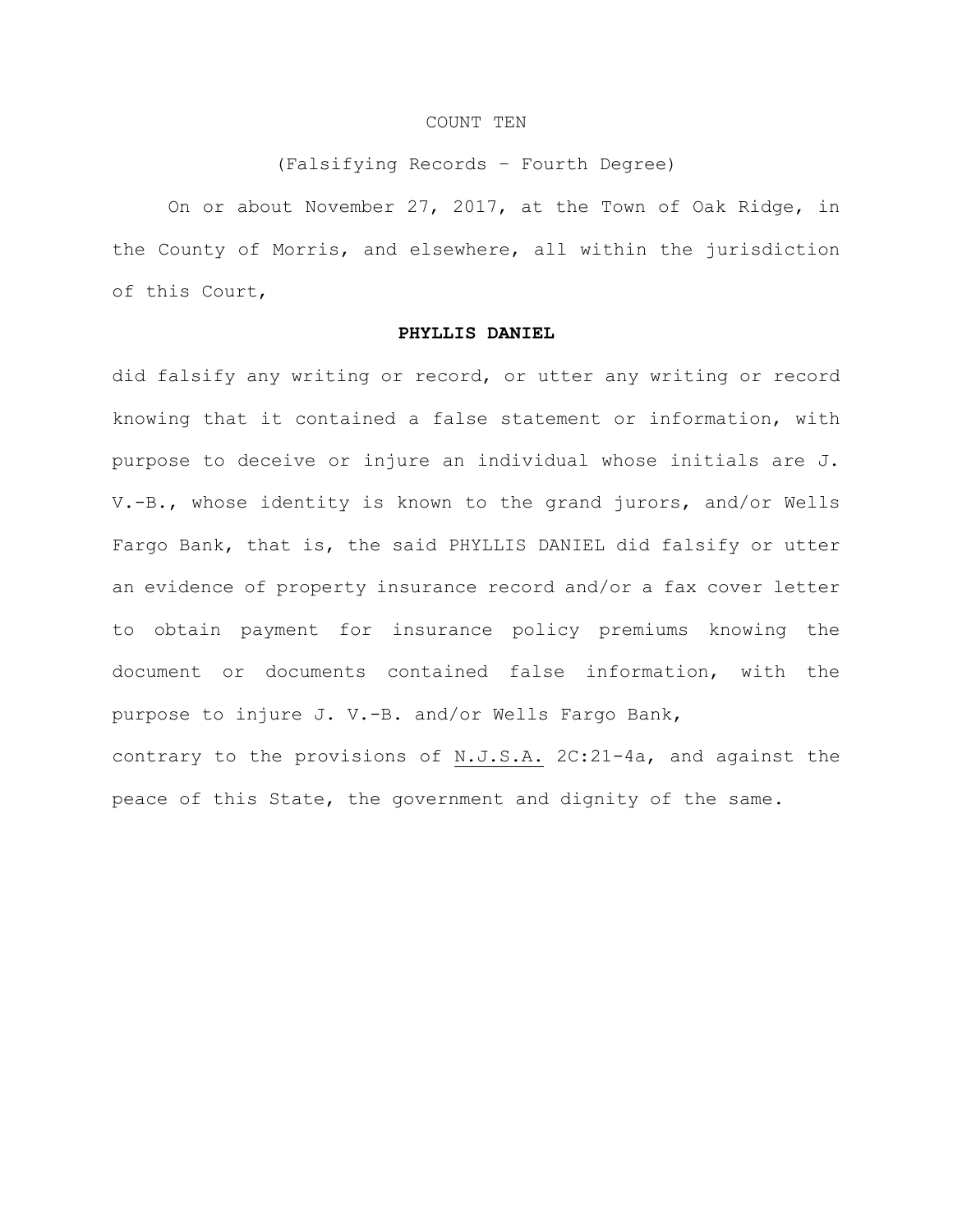COUNT TEN

(Falsifying Records – Fourth Degree)

On or about November 27, 2017, at the Town of Oak Ridge, in the County of Morris, and elsewhere, all within the jurisdiction of this Court,

**PHYLLIS DANIEL**

did falsify any writing or record, or utter any writing or record knowing that it contained a false statement or information, with purpose to deceive or injure an individual whose initials are J. V.-B., whose identity is known to the grand jurors, and/or Wells Fargo Bank, that is, the said PHYLLIS DANIEL did falsify or utter an evidence of property insurance record and/or a fax cover letter to obtain payment for insurance policy premiums knowing the document or documents contained false information, with the purpose to injure J. V.-B. and/or Wells Fargo Bank,

contrary to the provisions of N.J.S.A. 2C:21-4a, and against the peace of this State, the government and dignity of the same.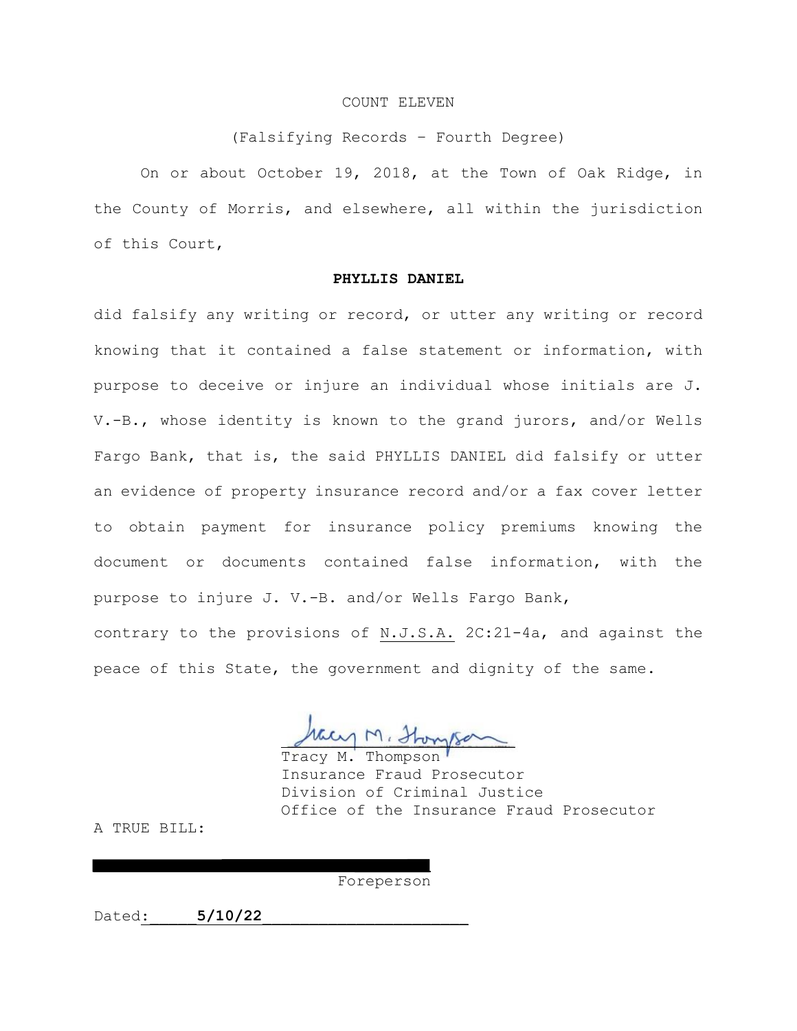COUNT ELEVEN

(Falsifying Records – Fourth Degree)

On or about October 19, 2018, at the Town of Oak Ridge, in the County of Morris, and elsewhere, all within the jurisdiction of this Court,

**PHYLLIS DANIEL**

did falsify any writing or record, or utter any writing or record knowing that it contained a false statement or information, with purpose to deceive or injure an individual whose initials are J. V.-B., whose identity is known to the grand jurors, and/or Wells Fargo Bank, that is, the said PHYLLIS DANIEL did falsify or utter an evidence of property insurance record and/or a fax cover letter to obtain payment for insurance policy premiums knowing the document or documents contained false information, with the purpose to injure J. V.-B. and/or Wells Fargo Bank,

contrary to the provisions of N.J.S.A. 2C:21-4a, and against the peace of this State, the government and dignity of the same.

Tracy M. Thompson
Insurance Fraud Prosecutor
Division of Criminal Justice
Office of the Insurance Fraud Prosecutor

A TRUE BILL:

Foreperson

Dated: **5/10/22**